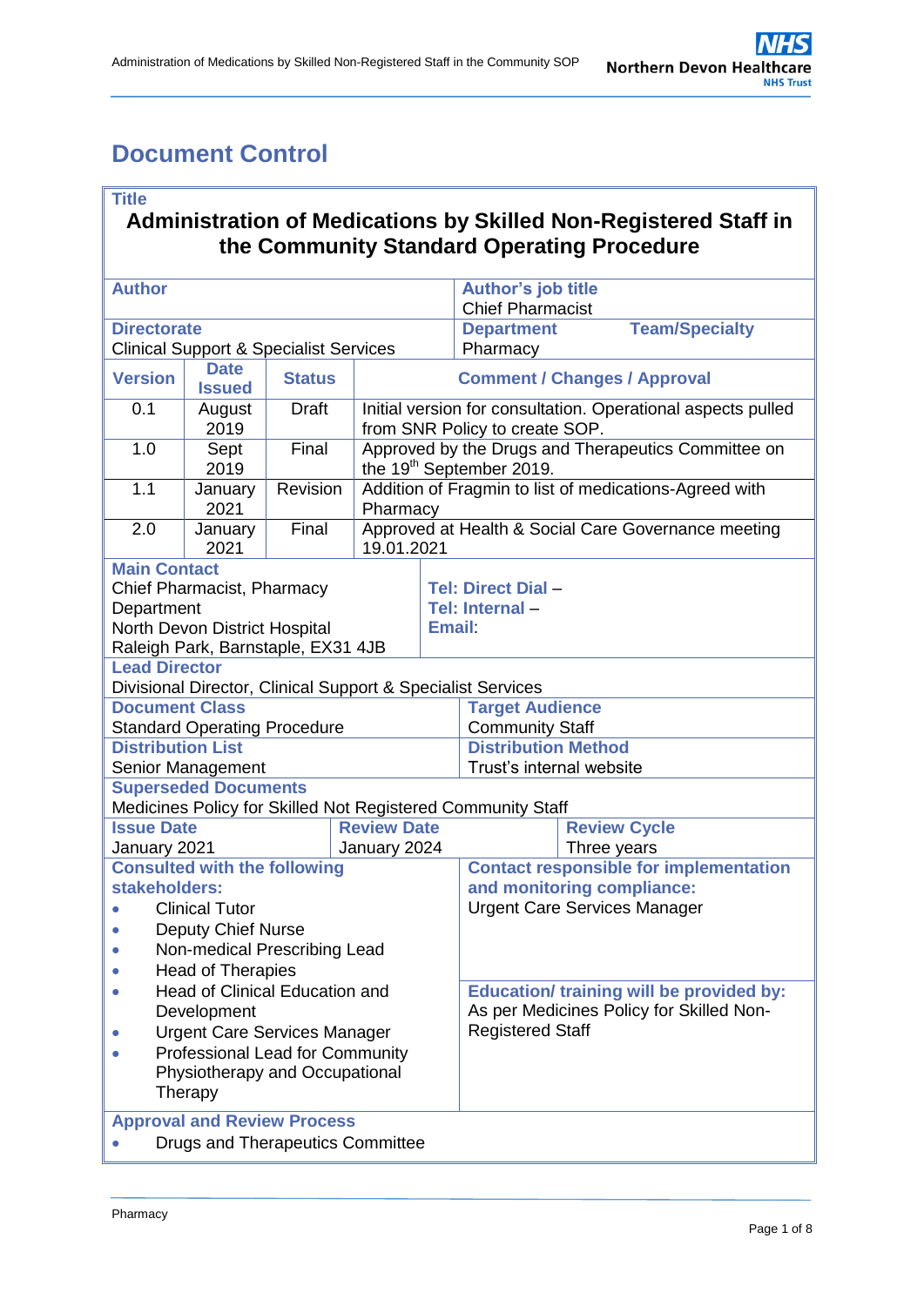# Document Control

| **Title** | | | |
|---|---|---|---|
| **Administration of Medications by Skilled Non-Registered Staff in the Community Standard Operating Procedure** | | | |
| **Author** | | **Author's job title** Chief Pharmacist | |
| **Directorate** Clinical Support & Specialist Services | | **Department** Pharmacy | **Team/Specialty** |

| **Version** | **Date Issued** | **Status** | **Comment / Changes / Approval** |
|---|---|---|---|
| 0.1 | August 2019 | Draft | Initial version for consultation. Operational aspects pulled from SNR Policy to create SOP. |
| 1.0 | Sept 2019 | Final | Approved by the Drugs and Therapeutics Committee on the 19th September 2019. |
| 1.1 | January 2021 | Revision | Addition of Fragmin to list of medications-Agreed with Pharmacy |
| 2.0 | January 2021 | Final | Approved at Health & Social Care Governance meeting 19.01.2021 |

| **Main Contact** | |
|---|---|
| Chief Pharmacist, Pharmacy Department<br>North Devon District Hospital<br>Raleigh Park, Barnstaple, EX31 4JB | **Tel: Direct Dial** –<br>**Tel: Internal** –<br>**Email**: |

| **Lead Director** | |
|---|---|
| Divisional Director, Clinical Support & Specialist Services | |
| **Document Class** Standard Operating Procedure | **Target Audience** Community Staff |
| **Distribution List** Senior Management | **Distribution Method** Trust's internal website |
| **Superseded Documents** Medicines Policy for Skilled Not Registered Community Staff | |

| **Issue Date** | **Review Date** | **Review Cycle** |
|---|---|---|
| January 2021 | January 2024 | Three years |

| **Consulted with the following stakeholders:** | **Contact responsible for implementation and monitoring compliance:** |
|---|---|
| • Clinical Tutor<br>• Deputy Chief Nurse<br>• Non-medical Prescribing Lead<br>• Head of Therapies<br>• Head of Clinical Education and Development<br>• Urgent Care Services Manager<br>• Professional Lead for Community Physiotherapy and Occupational Therapy | Urgent Care Services Manager<br><br>**Education/ training will be provided by:**<br>As per Medicines Policy for Skilled Non-Registered Staff |

| **Approval and Review Process** |
|---|
| • Drugs and Therapeutics Committee |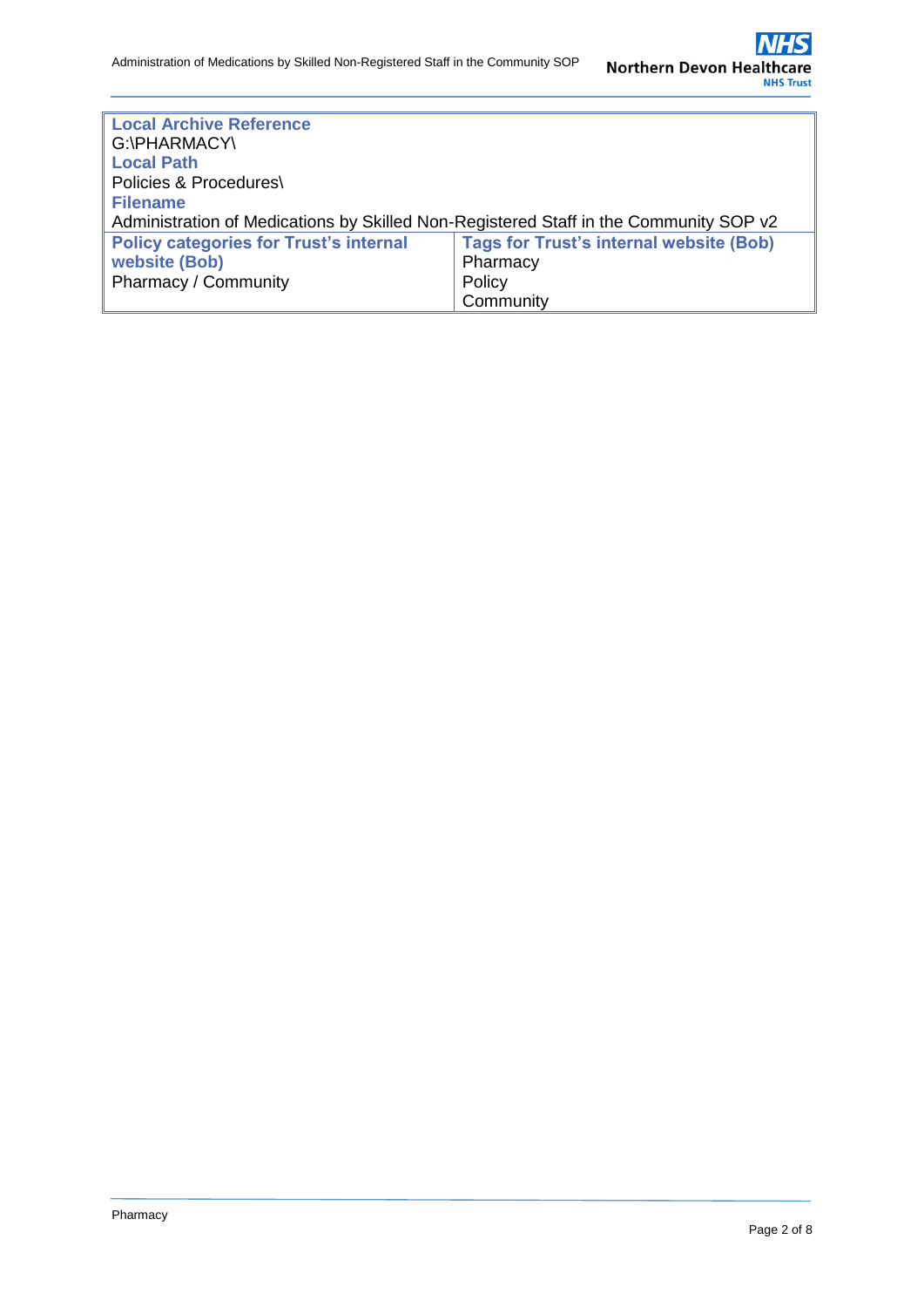| **Local Archive Reference**<br>G:\PHARMACY\<br>**Local Path**<br>Policies & Procedures\<br>**Filename**<br>Administration of Medications by Skilled Non-Registered Staff in the Community SOP v2 | |
|---|---|
| **Policy categories for Trust's internal website (Bob)**<br>Pharmacy / Community | **Tags for Trust's internal website (Bob)**<br>Pharmacy<br>Policy<br>Community |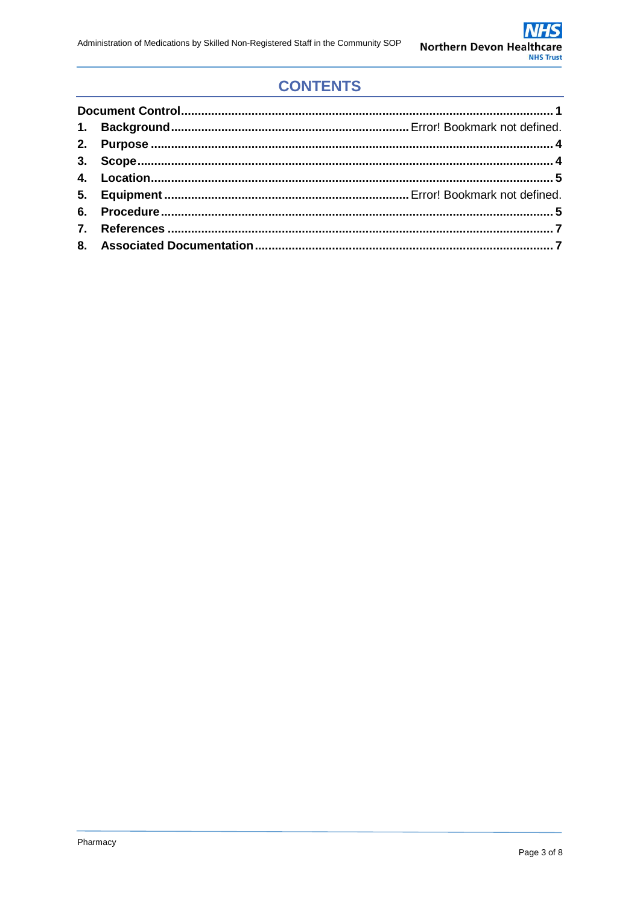# CONTENTS

| | |
|---|---|
| **Document Control** | **1** |
| **1. Background** | Error! Bookmark not defined. |
| **2. Purpose** | **4** |
| **3. Scope** | **4** |
| **4. Location** | **5** |
| **5. Equipment** | Error! Bookmark not defined. |
| **6. Procedure** | **5** |
| **7. References** | **7** |
| **8. Associated Documentation** | **7** |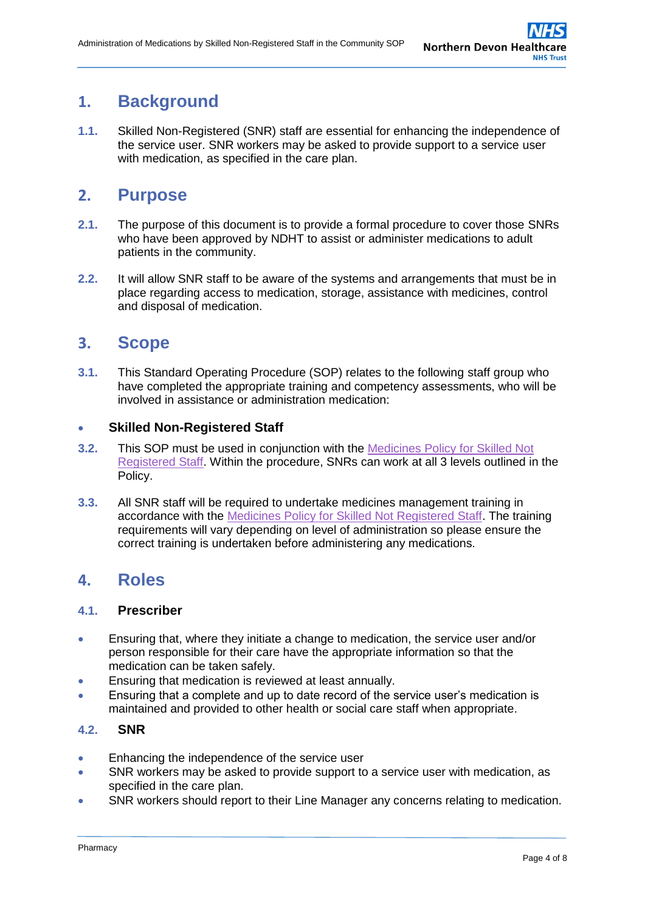# 1. Background

**1.1.** Skilled Non-Registered (SNR) staff are essential for enhancing the independence of the service user. SNR workers may be asked to provide support to a service user with medication, as specified in the care plan.

# 2. Purpose

**2.1.** The purpose of this document is to provide a formal procedure to cover those SNRs who have been approved by NDHT to assist or administer medications to adult patients in the community.

**2.2.** It will allow SNR staff to be aware of the systems and arrangements that must be in place regarding access to medication, storage, assistance with medicines, control and disposal of medication.

# 3. Scope

**3.1.** This Standard Operating Procedure (SOP) relates to the following staff group who have completed the appropriate training and competency assessments, who will be involved in assistance or administration medication:

- **Skilled Non-Registered Staff**

**3.2.** This SOP must be used in conjunction with the Medicines Policy for Skilled Not Registered Staff. Within the procedure, SNRs can work at all 3 levels outlined in the Policy.

**3.3.** All SNR staff will be required to undertake medicines management training in accordance with the Medicines Policy for Skilled Not Registered Staff. The training requirements will vary depending on level of administration so please ensure the correct training is undertaken before administering any medications.

# 4. Roles

## 4.1. Prescriber

- Ensuring that, where they initiate a change to medication, the service user and/or person responsible for their care have the appropriate information so that the medication can be taken safely.
- Ensuring that medication is reviewed at least annually.
- Ensuring that a complete and up to date record of the service user's medication is maintained and provided to other health or social care staff when appropriate.

## 4.2. SNR

- Enhancing the independence of the service user
- SNR workers may be asked to provide support to a service user with medication, as specified in the care plan.
- SNR workers should report to their Line Manager any concerns relating to medication.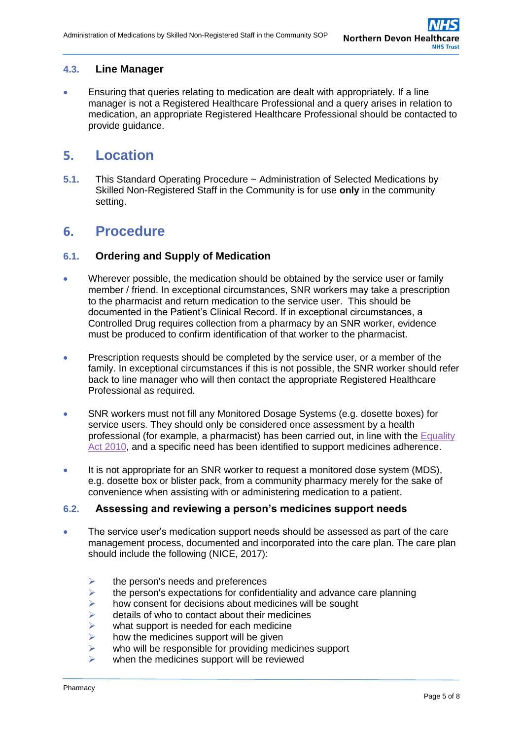### 4.3. Line Manager

- Ensuring that queries relating to medication are dealt with appropriately. If a line manager is not a Registered Healthcare Professional and a query arises in relation to medication, an appropriate Registered Healthcare Professional should be contacted to provide guidance.

## 5. Location

**5.1.** This Standard Operating Procedure ~ Administration of Selected Medications by Skilled Non-Registered Staff in the Community is for use **only** in the community setting.

## 6. Procedure

### 6.1. Ordering and Supply of Medication

- Wherever possible, the medication should be obtained by the service user or family member / friend. In exceptional circumstances, SNR workers may take a prescription to the pharmacist and return medication to the service user. This should be documented in the Patient's Clinical Record. If in exceptional circumstances, a Controlled Drug requires collection from a pharmacy by an SNR worker, evidence must be produced to confirm identification of that worker to the pharmacist.

- Prescription requests should be completed by the service user, or a member of the family. In exceptional circumstances if this is not possible, the SNR worker should refer back to line manager who will then contact the appropriate Registered Healthcare Professional as required.

- SNR workers must not fill any Monitored Dosage Systems (e.g. dosette boxes) for service users. They should only be considered once assessment by a health professional (for example, a pharmacist) has been carried out, in line with the Equality Act 2010, and a specific need has been identified to support medicines adherence.

- It is not appropriate for an SNR worker to request a monitored dose system (MDS), e.g. dosette box or blister pack, from a community pharmacy merely for the sake of convenience when assisting with or administering medication to a patient.

### 6.2. Assessing and reviewing a person's medicines support needs

- The service user's medication support needs should be assessed as part of the care management process, documented and incorporated into the care plan. The care plan should include the following (NICE, 2017):
  - the person's needs and preferences
  - the person's expectations for confidentiality and advance care planning
  - how consent for decisions about medicines will be sought
  - details of who to contact about their medicines
  - what support is needed for each medicine
  - how the medicines support will be given
  - who will be responsible for providing medicines support
  - when the medicines support will be reviewed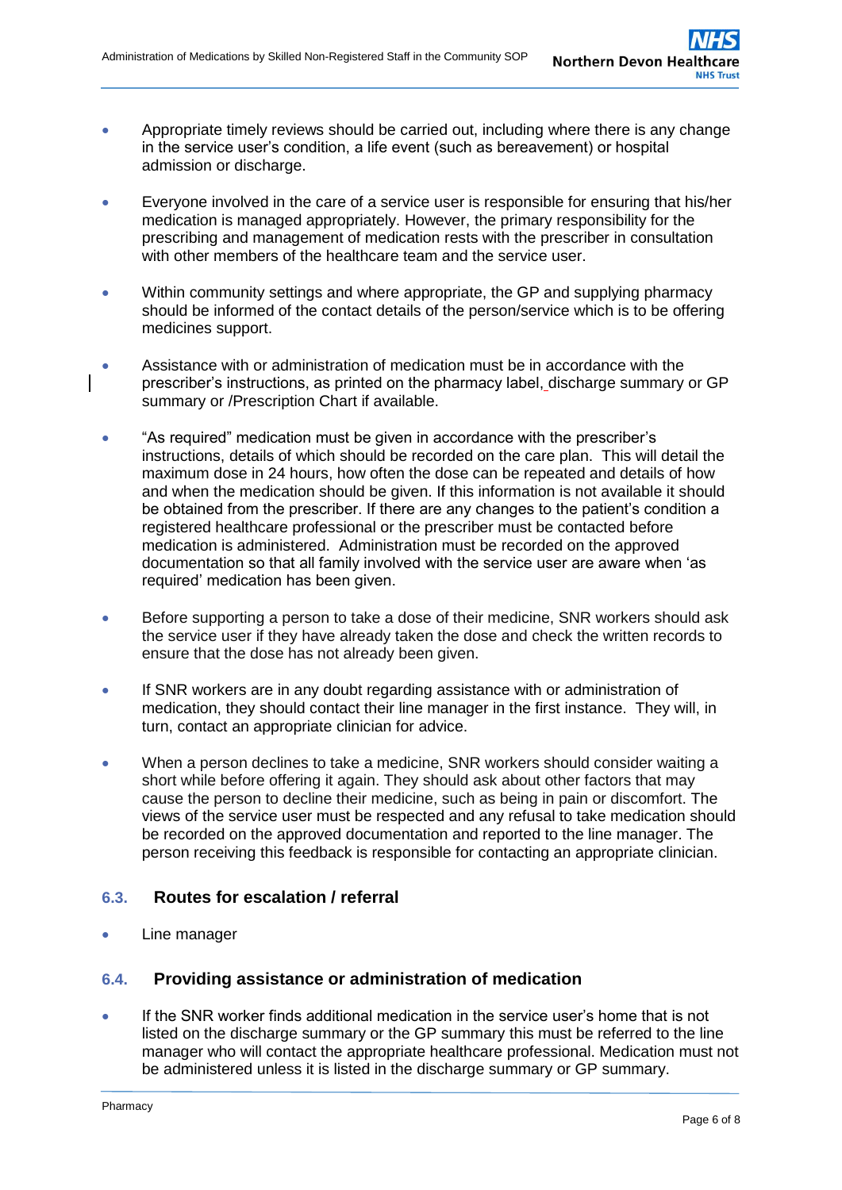- Appropriate timely reviews should be carried out, including where there is any change in the service user's condition, a life event (such as bereavement) or hospital admission or discharge.

- Everyone involved in the care of a service user is responsible for ensuring that his/her medication is managed appropriately. However, the primary responsibility for the prescribing and management of medication rests with the prescriber in consultation with other members of the healthcare team and the service user.

- Within community settings and where appropriate, the GP and supplying pharmacy should be informed of the contact details of the person/service which is to be offering medicines support.

- Assistance with or administration of medication must be in accordance with the prescriber's instructions, as printed on the pharmacy label, discharge summary or GP summary or /Prescription Chart if available.

- "As required" medication must be given in accordance with the prescriber's instructions, details of which should be recorded on the care plan. This will detail the maximum dose in 24 hours, how often the dose can be repeated and details of how and when the medication should be given. If this information is not available it should be obtained from the prescriber. If there are any changes to the patient's condition a registered healthcare professional or the prescriber must be contacted before medication is administered. Administration must be recorded on the approved documentation so that all family involved with the service user are aware when 'as required' medication has been given.

- Before supporting a person to take a dose of their medicine, SNR workers should ask the service user if they have already taken the dose and check the written records to ensure that the dose has not already been given.

- If SNR workers are in any doubt regarding assistance with or administration of medication, they should contact their line manager in the first instance. They will, in turn, contact an appropriate clinician for advice.

- When a person declines to take a medicine, SNR workers should consider waiting a short while before offering it again. They should ask about other factors that may cause the person to decline their medicine, such as being in pain or discomfort. The views of the service user must be respected and any refusal to take medication should be recorded on the approved documentation and reported to the line manager. The person receiving this feedback is responsible for contacting an appropriate clinician.

### 6.3. Routes for escalation / referral

- Line manager

### 6.4. Providing assistance or administration of medication

- If the SNR worker finds additional medication in the service user's home that is not listed on the discharge summary or the GP summary this must be referred to the line manager who will contact the appropriate healthcare professional. Medication must not be administered unless it is listed in the discharge summary or GP summary.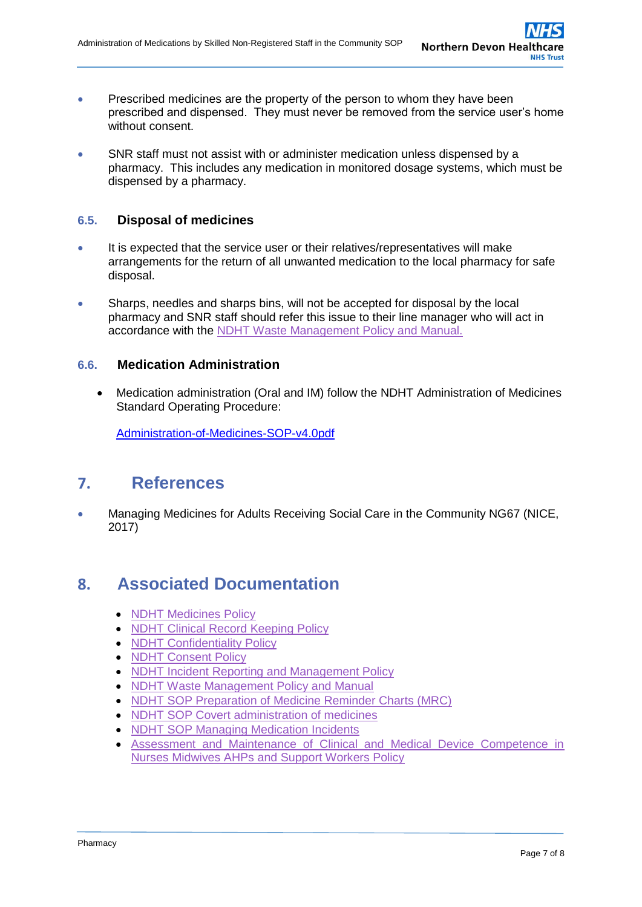- Prescribed medicines are the property of the person to whom they have been prescribed and dispensed. They must never be removed from the service user's home without consent.

- SNR staff must not assist with or administer medication unless dispensed by a pharmacy. This includes any medication in monitored dosage systems, which must be dispensed by a pharmacy.

### 6.5. Disposal of medicines

- It is expected that the service user or their relatives/representatives will make arrangements for the return of all unwanted medication to the local pharmacy for safe disposal.

- Sharps, needles and sharps bins, will not be accepted for disposal by the local pharmacy and SNR staff should refer this issue to their line manager who will act in accordance with the NDHT Waste Management Policy and Manual.

### 6.6. Medication Administration

- Medication administration (Oral and IM) follow the NDHT Administration of Medicines Standard Operating Procedure:

  Administration-of-Medicines-SOP-v4.0pdf

## 7. References

- Managing Medicines for Adults Receiving Social Care in the Community NG67 (NICE, 2017)

## 8. Associated Documentation

- NDHT Medicines Policy
- NDHT Clinical Record Keeping Policy
- NDHT Confidentiality Policy
- NDHT Consent Policy
- NDHT Incident Reporting and Management Policy
- NDHT Waste Management Policy and Manual
- NDHT SOP Preparation of Medicine Reminder Charts (MRC)
- NDHT SOP Covert administration of medicines
- NDHT SOP Managing Medication Incidents
- Assessment and Maintenance of Clinical and Medical Device Competence in Nurses Midwives AHPs and Support Workers Policy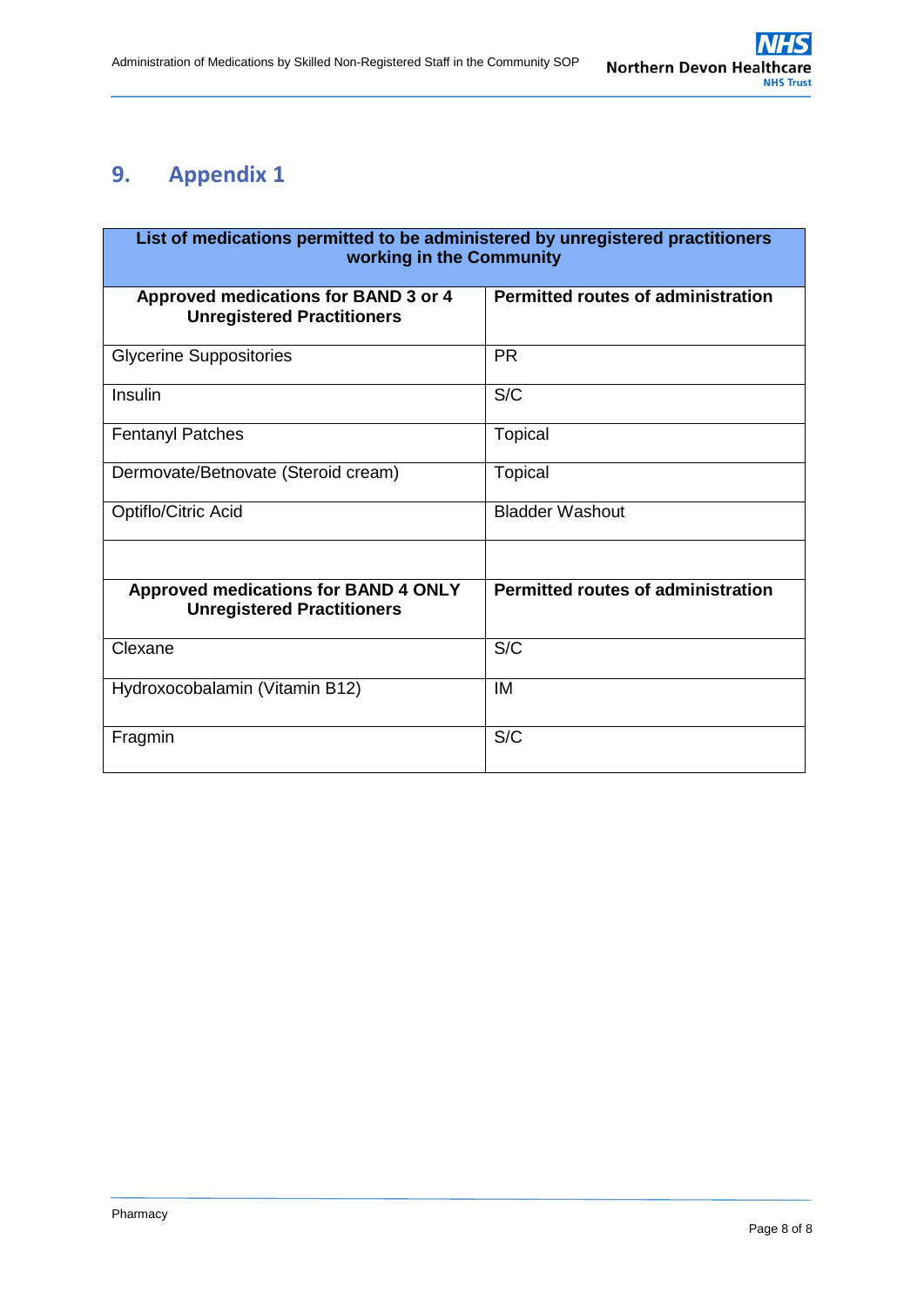## 9. Appendix 1

| List of medications permitted to be administered by unregistered practitioners working in the Community | |
|---|---|
| **Approved medications for BAND 3 or 4 Unregistered Practitioners** | **Permitted routes of administration** |
| Glycerine Suppositories | PR |
| Insulin | S/C |
| Fentanyl Patches | Topical |
| Dermovate/Betnovate (Steroid cream) | Topical |
| Optiflo/Citric Acid | Bladder Washout |
| | |
| **Approved medications for BAND 4 ONLY Unregistered Practitioners** | **Permitted routes of administration** |
| Clexane | S/C |
| Hydroxocobalamin (Vitamin B12) | IM |
| Fragmin | S/C |